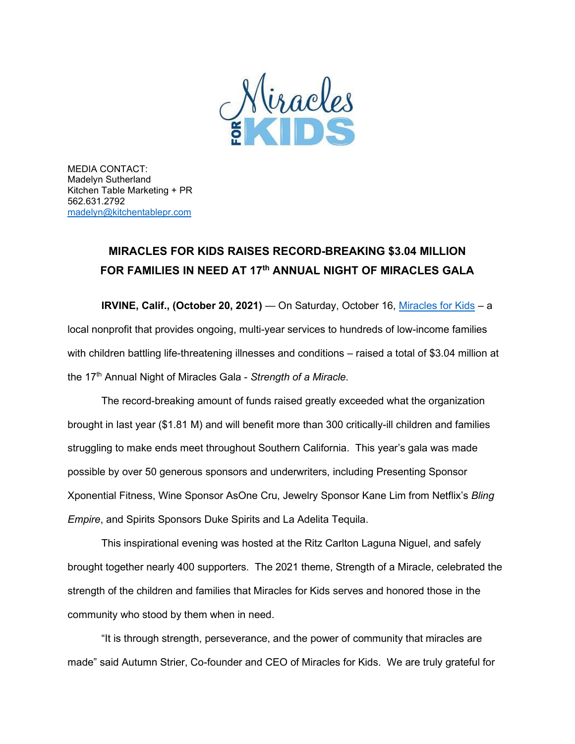MEDIA CONTACT:
Madelyn Sutherland
Kitchen Table Marketing + PR
562.631.2792
madelyn@kitchentablepr.com

## MIRACLES FOR KIDS RAISES RECORD-BREAKING $3.04 MILLION FOR FAMILIES IN NEED AT 17th ANNUAL NIGHT OF MIRACLES GALA

**IRVINE, Calif., (October 20, 2021)** — On Saturday, October 16, Miracles for Kids – a local nonprofit that provides ongoing, multi-year services to hundreds of low-income families with children battling life-threatening illnesses and conditions – raised a total of $3.04 million at the 17th Annual Night of Miracles Gala - *Strength of a Miracle*.

The record-breaking amount of funds raised greatly exceeded what the organization brought in last year ($1.81 M) and will benefit more than 300 critically-ill children and families struggling to make ends meet throughout Southern California. This year's gala was made possible by over 50 generous sponsors and underwriters, including Presenting Sponsor Xponential Fitness, Wine Sponsor AsOne Cru, Jewelry Sponsor Kane Lim from Netflix's *Bling Empire*, and Spirits Sponsors Duke Spirits and La Adelita Tequila.

This inspirational evening was hosted at the Ritz Carlton Laguna Niguel, and safely brought together nearly 400 supporters. The 2021 theme, Strength of a Miracle, celebrated the strength of the children and families that Miracles for Kids serves and honored those in the community who stood by them when in need.

"It is through strength, perseverance, and the power of community that miracles are made" said Autumn Strier, Co-founder and CEO of Miracles for Kids. We are truly grateful for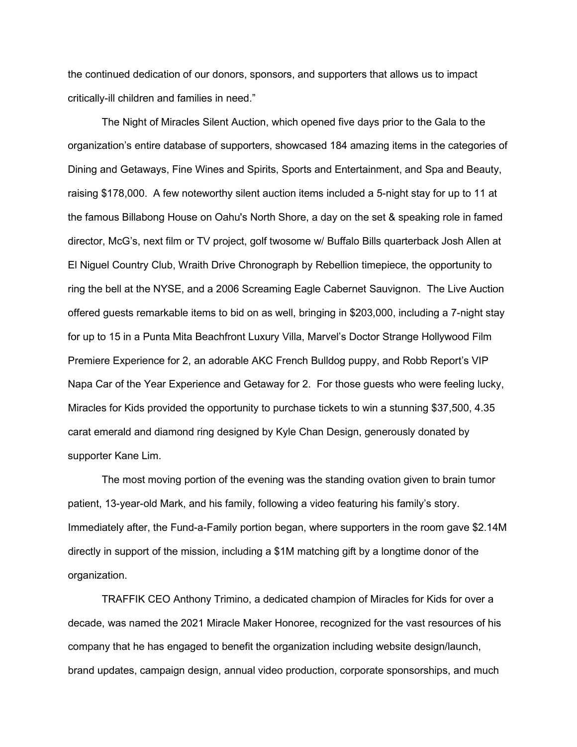the continued dedication of our donors, sponsors, and supporters that allows us to impact critically-ill children and families in need."

The Night of Miracles Silent Auction, which opened five days prior to the Gala to the organization's entire database of supporters, showcased 184 amazing items in the categories of Dining and Getaways, Fine Wines and Spirits, Sports and Entertainment, and Spa and Beauty, raising $178,000. A few noteworthy silent auction items included a 5-night stay for up to 11 at the famous Billabong House on Oahu's North Shore, a day on the set & speaking role in famed director, McG's, next film or TV project, golf twosome w/ Buffalo Bills quarterback Josh Allen at El Niguel Country Club, Wraith Drive Chronograph by Rebellion timepiece, the opportunity to ring the bell at the NYSE, and a 2006 Screaming Eagle Cabernet Sauvignon. The Live Auction offered guests remarkable items to bid on as well, bringing in $203,000, including a 7-night stay for up to 15 in a Punta Mita Beachfront Luxury Villa, Marvel's Doctor Strange Hollywood Film Premiere Experience for 2, an adorable AKC French Bulldog puppy, and Robb Report's VIP Napa Car of the Year Experience and Getaway for 2. For those guests who were feeling lucky, Miracles for Kids provided the opportunity to purchase tickets to win a stunning $37,500, 4.35 carat emerald and diamond ring designed by Kyle Chan Design, generously donated by supporter Kane Lim.

The most moving portion of the evening was the standing ovation given to brain tumor patient, 13-year-old Mark, and his family, following a video featuring his family's story. Immediately after, the Fund-a-Family portion began, where supporters in the room gave $2.14M directly in support of the mission, including a $1M matching gift by a longtime donor of the organization.

TRAFFIK CEO Anthony Trimino, a dedicated champion of Miracles for Kids for over a decade, was named the 2021 Miracle Maker Honoree, recognized for the vast resources of his company that he has engaged to benefit the organization including website design/launch, brand updates, campaign design, annual video production, corporate sponsorships, and much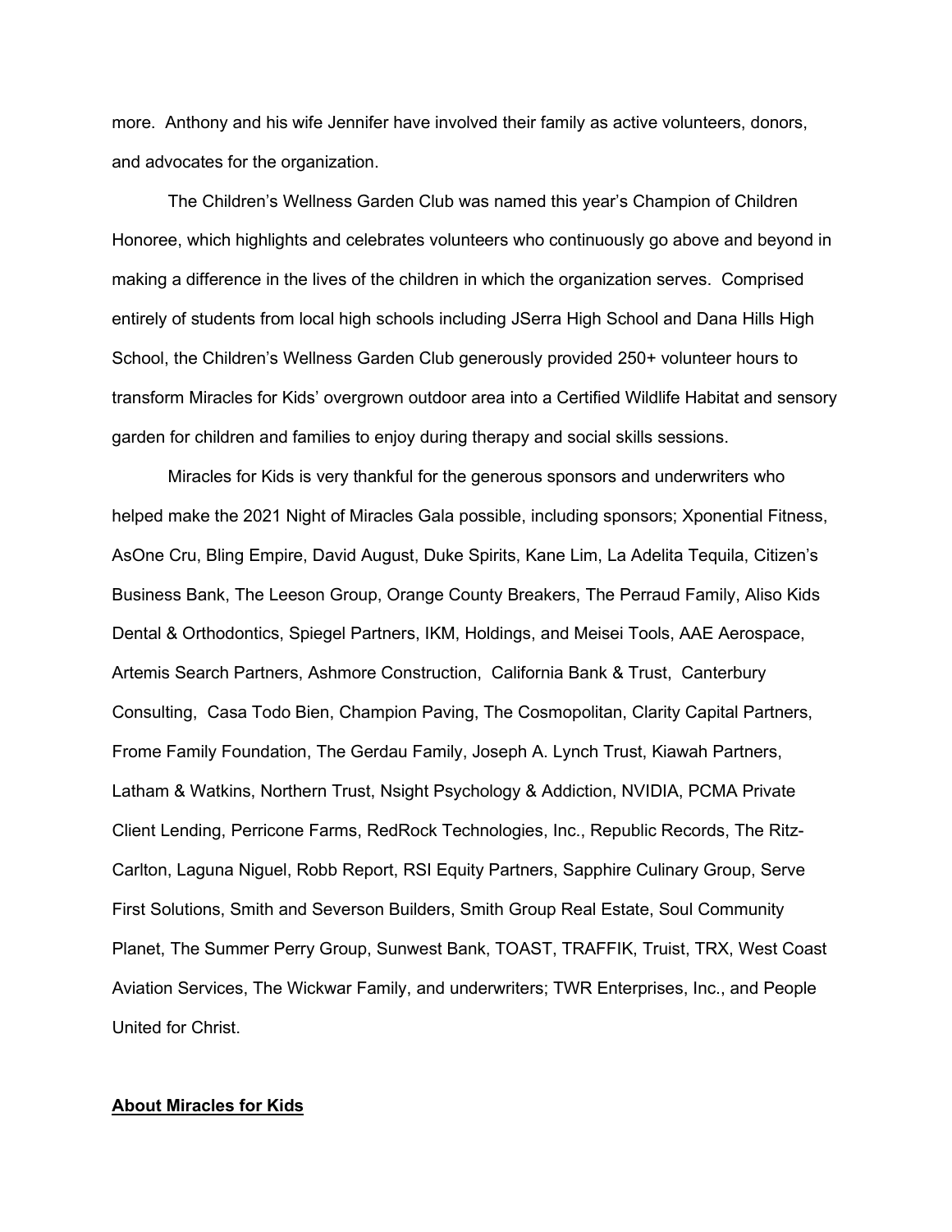more. Anthony and his wife Jennifer have involved their family as active volunteers, donors, and advocates for the organization.

The Children's Wellness Garden Club was named this year's Champion of Children Honoree, which highlights and celebrates volunteers who continuously go above and beyond in making a difference in the lives of the children in which the organization serves. Comprised entirely of students from local high schools including JSerra High School and Dana Hills High School, the Children's Wellness Garden Club generously provided 250+ volunteer hours to transform Miracles for Kids' overgrown outdoor area into a Certified Wildlife Habitat and sensory garden for children and families to enjoy during therapy and social skills sessions.

Miracles for Kids is very thankful for the generous sponsors and underwriters who helped make the 2021 Night of Miracles Gala possible, including sponsors; Xponential Fitness, AsOne Cru, Bling Empire, David August, Duke Spirits, Kane Lim, La Adelita Tequila, Citizen's Business Bank, The Leeson Group, Orange County Breakers, The Perraud Family, Aliso Kids Dental & Orthodontics, Spiegel Partners, IKM, Holdings, and Meisei Tools, AAE Aerospace, Artemis Search Partners, Ashmore Construction, California Bank & Trust, Canterbury Consulting, Casa Todo Bien, Champion Paving, The Cosmopolitan, Clarity Capital Partners, Frome Family Foundation, The Gerdau Family, Joseph A. Lynch Trust, Kiawah Partners, Latham & Watkins, Northern Trust, Nsight Psychology & Addiction, NVIDIA, PCMA Private Client Lending, Perricone Farms, RedRock Technologies, Inc., Republic Records, The Ritz-Carlton, Laguna Niguel, Robb Report, RSI Equity Partners, Sapphire Culinary Group, Serve First Solutions, Smith and Severson Builders, Smith Group Real Estate, Soul Community Planet, The Summer Perry Group, Sunwest Bank, TOAST, TRAFFIK, Truist, TRX, West Coast Aviation Services, The Wickwar Family, and underwriters; TWR Enterprises, Inc., and People United for Christ.

**About Miracles for Kids**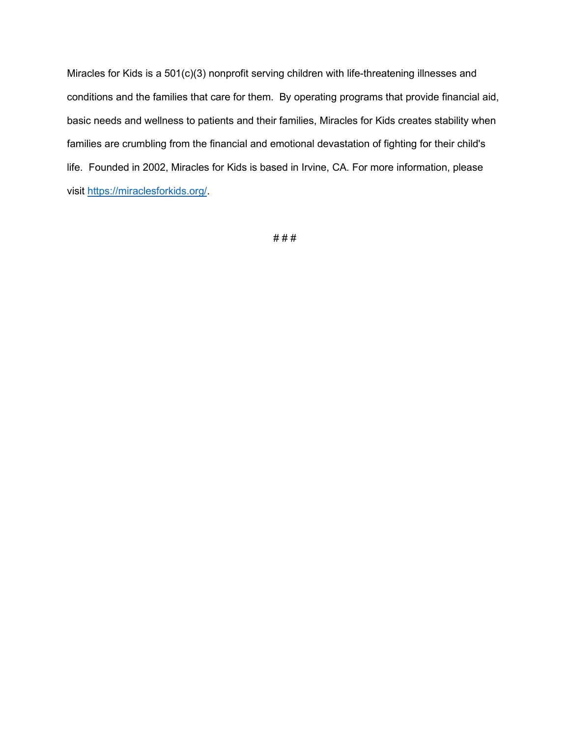Miracles for Kids is a 501(c)(3) nonprofit serving children with life-threatening illnesses and conditions and the families that care for them.  By operating programs that provide financial aid, basic needs and wellness to patients and their families, Miracles for Kids creates stability when families are crumbling from the financial and emotional devastation of fighting for their child's life.  Founded in 2002, Miracles for Kids is based in Irvine, CA. For more information, please visit [https://miraclesforkids.org/](https://miraclesforkids.org/).

# # #